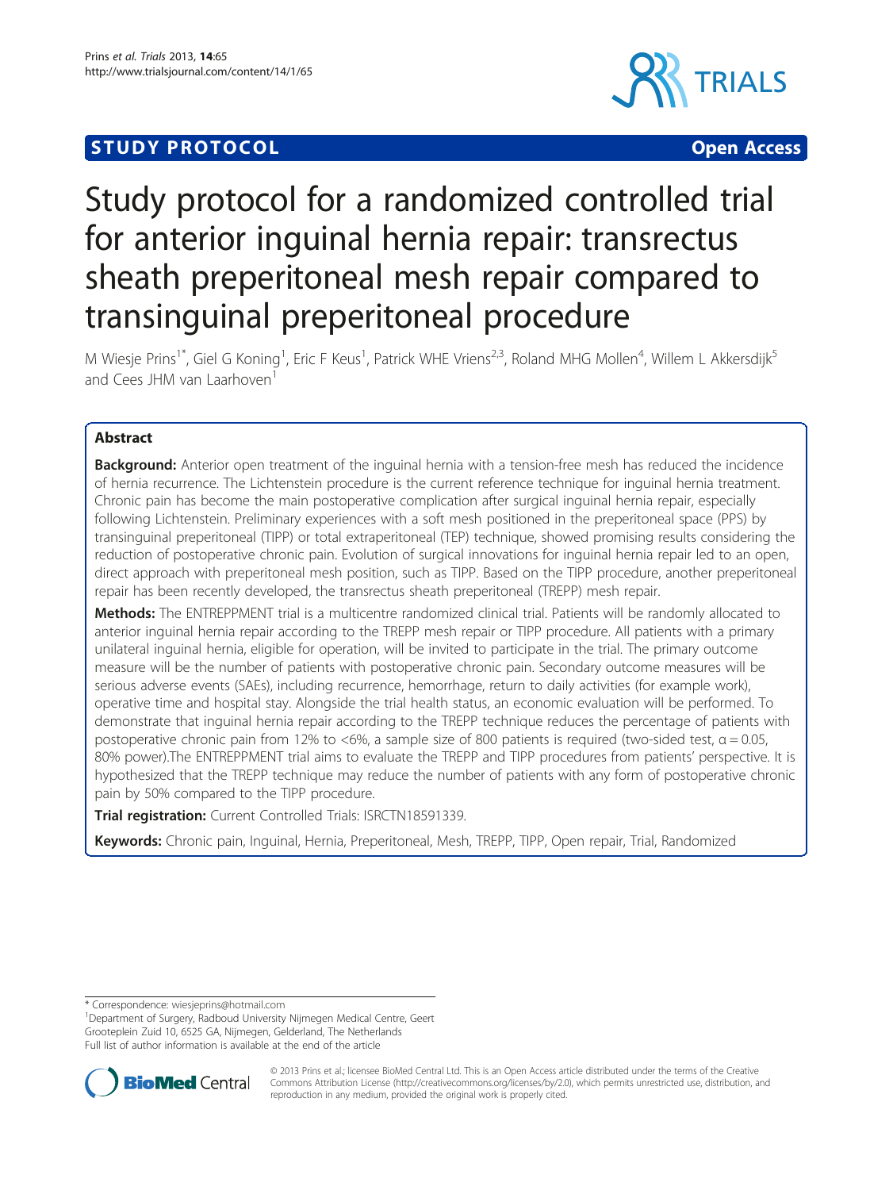**STUDY PROTOCOL** **Open Access**

# Study protocol for a randomized controlled trial for anterior inguinal hernia repair: transrectus sheath preperitoneal mesh repair compared to transinguinal preperitoneal procedure

M Wiesje Prins[1*], Giel G Koning[1], Eric F Keus[1], Patrick WHE Vriens[2,3], Roland MHG Mollen[4], Willem L Akkersdijk[5] and Cees JHM van Laarhoven[1]

## Abstract

**Background:** Anterior open treatment of the inguinal hernia with a tension-free mesh has reduced the incidence of hernia recurrence. The Lichtenstein procedure is the current reference technique for inguinal hernia treatment. Chronic pain has become the main postoperative complication after surgical inguinal hernia repair, especially following Lichtenstein. Preliminary experiences with a soft mesh positioned in the preperitoneal space (PPS) by transinguinal preperitoneal (TIPP) or total extraperitoneal (TEP) technique, showed promising results considering the reduction of postoperative chronic pain. Evolution of surgical innovations for inguinal hernia repair led to an open, direct approach with preperitoneal mesh position, such as TIPP. Based on the TIPP procedure, another preperitoneal repair has been recently developed, the transrectus sheath preperitoneal (TREPP) mesh repair.

**Methods:** The ENTREPPMENT trial is a multicentre randomized clinical trial. Patients will be randomly allocated to anterior inguinal hernia repair according to the TREPP mesh repair or TIPP procedure. All patients with a primary unilateral inguinal hernia, eligible for operation, will be invited to participate in the trial. The primary outcome measure will be the number of patients with postoperative chronic pain. Secondary outcome measures will be serious adverse events (SAEs), including recurrence, hemorrhage, return to daily activities (for example work), operative time and hospital stay. Alongside the trial health status, an economic evaluation will be performed. To demonstrate that inguinal hernia repair according to the TREPP technique reduces the percentage of patients with postoperative chronic pain from 12% to <6%, a sample size of 800 patients is required (two-sided test, $\alpha = 0.05$, 80% power).The ENTREPPMENT trial aims to evaluate the TREPP and TIPP procedures from patients' perspective. It is hypothesized that the TREPP technique may reduce the number of patients with any form of postoperative chronic pain by 50% compared to the TIPP procedure.

**Trial registration:** Current Controlled Trials: ISRCTN18591339.

**Keywords:** Chronic pain, Inguinal, Hernia, Preperitoneal, Mesh, TREPP, TIPP, Open repair, Trial, Randomized

\* Correspondence: wiesjeprins@hotmail.com
[1]Department of Surgery, Radboud University Nijmegen Medical Centre, Geert Grooteplein Zuid 10, 6525 GA, Nijmegen, Gelderland, The Netherlands
Full list of author information is available at the end of the article

© 2013 Prins et al.; licensee BioMed Central Ltd. This is an Open Access article distributed under the terms of the Creative Commons Attribution License (http://creativecommons.org/licenses/by/2.0), which permits unrestricted use, distribution, and reproduction in any medium, provided the original work is properly cited.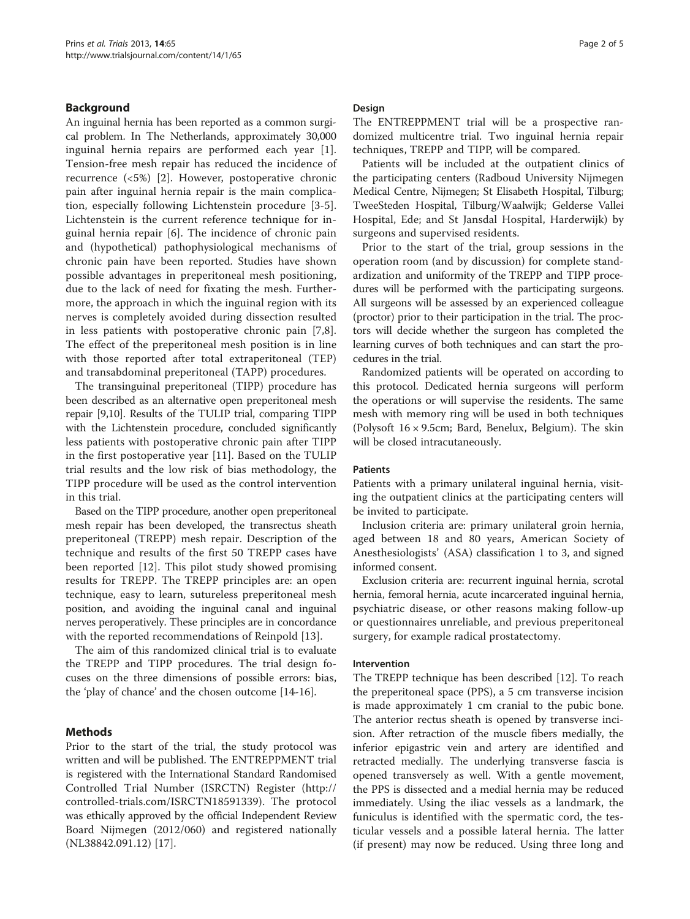## Background

An inguinal hernia has been reported as a common surgical problem. In The Netherlands, approximately 30,000 inguinal hernia repairs are performed each year [1]. Tension-free mesh repair has reduced the incidence of recurrence (<5%) [2]. However, postoperative chronic pain after inguinal hernia repair is the main complication, especially following Lichtenstein procedure [3-5]. Lichtenstein is the current reference technique for inguinal hernia repair [6]. The incidence of chronic pain and (hypothetical) pathophysiological mechanisms of chronic pain have been reported. Studies have shown possible advantages in preperitoneal mesh positioning, due to the lack of need for fixating the mesh. Furthermore, the approach in which the inguinal region with its nerves is completely avoided during dissection resulted in less patients with postoperative chronic pain [7,8]. The effect of the preperitoneal mesh position is in line with those reported after total extraperitoneal (TEP) and transabdominal preperitoneal (TAPP) procedures.

The transinguinal preperitoneal (TIPP) procedure has been described as an alternative open preperitoneal mesh repair [9,10]. Results of the TULIP trial, comparing TIPP with the Lichtenstein procedure, concluded significantly less patients with postoperative chronic pain after TIPP in the first postoperative year [11]. Based on the TULIP trial results and the low risk of bias methodology, the TIPP procedure will be used as the control intervention in this trial.

Based on the TIPP procedure, another open preperitoneal mesh repair has been developed, the transrectus sheath preperitoneal (TREPP) mesh repair. Description of the technique and results of the first 50 TREPP cases have been reported [12]. This pilot study showed promising results for TREPP. The TREPP principles are: an open technique, easy to learn, sutureless preperitoneal mesh position, and avoiding the inguinal canal and inguinal nerves peroperatively. These principles are in concordance with the reported recommendations of Reinpold [13].

The aim of this randomized clinical trial is to evaluate the TREPP and TIPP procedures. The trial design focuses on the three dimensions of possible errors: bias, the 'play of chance' and the chosen outcome [14-16].

## Methods

Prior to the start of the trial, the study protocol was written and will be published. The ENTREPPMENT trial is registered with the International Standard Randomised Controlled Trial Number (ISRCTN) Register (http://controlled-trials.com/ISRCTN18591339). The protocol was ethically approved by the official Independent Review Board Nijmegen (2012/060) and registered nationally (NL38842.091.12) [17].

### Design

The ENTREPPMENT trial will be a prospective randomized multicentre trial. Two inguinal hernia repair techniques, TREPP and TIPP, will be compared.

Patients will be included at the outpatient clinics of the participating centers (Radboud University Nijmegen Medical Centre, Nijmegen; St Elisabeth Hospital, Tilburg; TweeSteden Hospital, Tilburg/Waalwijk; Gelderse Vallei Hospital, Ede; and St Jansdal Hospital, Harderwijk) by surgeons and supervised residents.

Prior to the start of the trial, group sessions in the operation room (and by discussion) for complete standardization and uniformity of the TREPP and TIPP procedures will be performed with the participating surgeons. All surgeons will be assessed by an experienced colleague (proctor) prior to their participation in the trial. The proctors will decide whether the surgeon has completed the learning curves of both techniques and can start the procedures in the trial.

Randomized patients will be operated on according to this protocol. Dedicated hernia surgeons will perform the operations or will supervise the residents. The same mesh with memory ring will be used in both techniques (Polysoft 16 × 9.5cm; Bard, Benelux, Belgium). The skin will be closed intracutaneously.

### Patients

Patients with a primary unilateral inguinal hernia, visiting the outpatient clinics at the participating centers will be invited to participate.

Inclusion criteria are: primary unilateral groin hernia, aged between 18 and 80 years, American Society of Anesthesiologists' (ASA) classification 1 to 3, and signed informed consent.

Exclusion criteria are: recurrent inguinal hernia, scrotal hernia, femoral hernia, acute incarcerated inguinal hernia, psychiatric disease, or other reasons making follow-up or questionnaires unreliable, and previous preperitoneal surgery, for example radical prostatectomy.

### Intervention

The TREPP technique has been described [12]. To reach the preperitoneal space (PPS), a 5 cm transverse incision is made approximately 1 cm cranial to the pubic bone. The anterior rectus sheath is opened by transverse incision. After retraction of the muscle fibers medially, the inferior epigastric vein and artery are identified and retracted medially. The underlying transverse fascia is opened transversely as well. With a gentle movement, the PPS is dissected and a medial hernia may be reduced immediately. Using the iliac vessels as a landmark, the funiculus is identified with the spermatic cord, the testicular vessels and a possible lateral hernia. The latter (if present) may now be reduced. Using three long and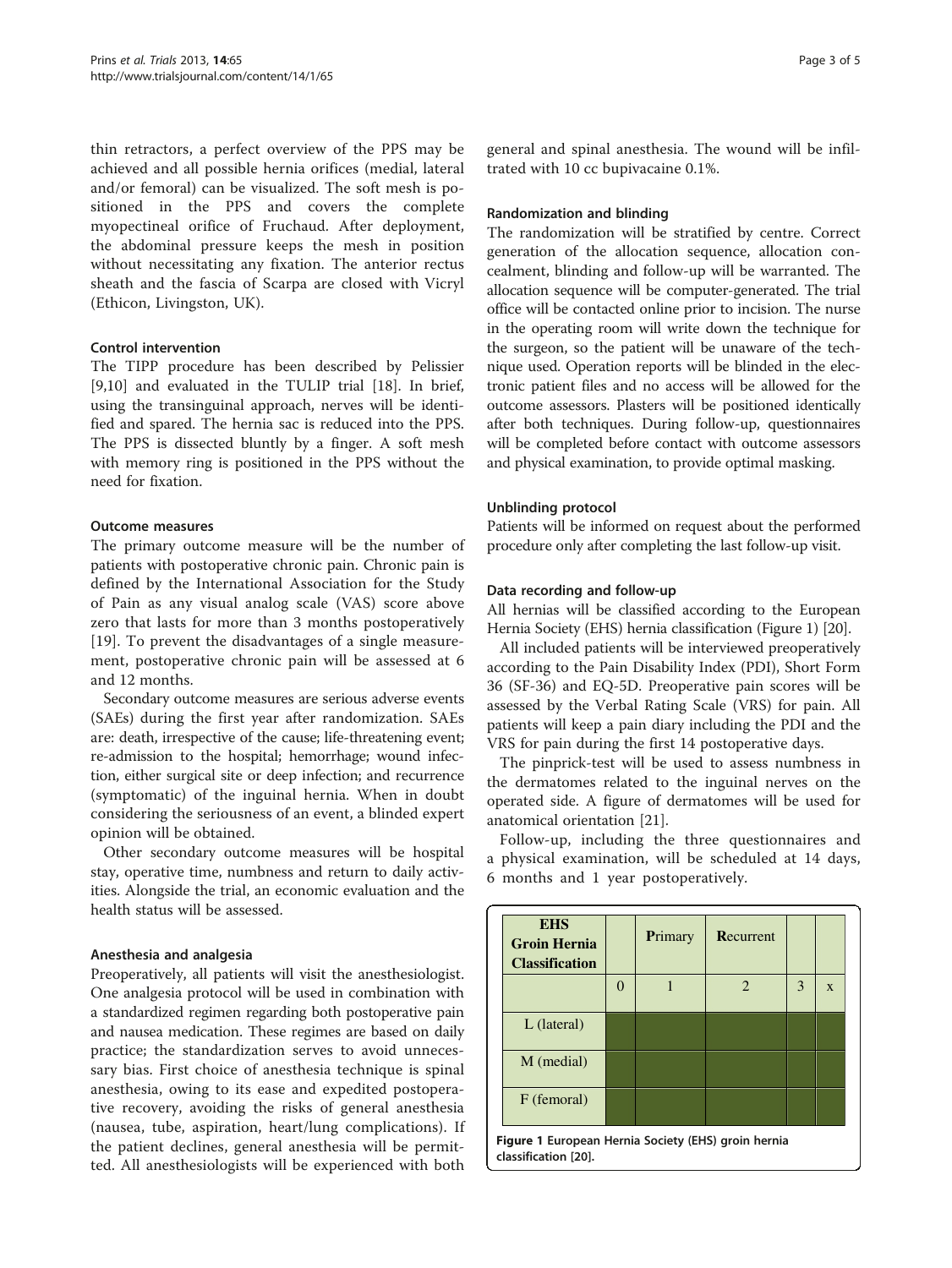thin retractors, a perfect overview of the PPS may be achieved and all possible hernia orifices (medial, lateral and/or femoral) can be visualized. The soft mesh is positioned in the PPS and covers the complete myopectineal orifice of Fruchaud. After deployment, the abdominal pressure keeps the mesh in position without necessitating any fixation. The anterior rectus sheath and the fascia of Scarpa are closed with Vicryl (Ethicon, Livingston, UK).

### Control intervention

The TIPP procedure has been described by Pelissier [9,10] and evaluated in the TULIP trial [18]. In brief, using the transinguinal approach, nerves will be identified and spared. The hernia sac is reduced into the PPS. The PPS is dissected bluntly by a finger. A soft mesh with memory ring is positioned in the PPS without the need for fixation.

### Outcome measures

The primary outcome measure will be the number of patients with postoperative chronic pain. Chronic pain is defined by the International Association for the Study of Pain as any visual analog scale (VAS) score above zero that lasts for more than 3 months postoperatively [19]. To prevent the disadvantages of a single measurement, postoperative chronic pain will be assessed at 6 and 12 months.

Secondary outcome measures are serious adverse events (SAEs) during the first year after randomization. SAEs are: death, irrespective of the cause; life-threatening event; re-admission to the hospital; hemorrhage; wound infection, either surgical site or deep infection; and recurrence (symptomatic) of the inguinal hernia. When in doubt considering the seriousness of an event, a blinded expert opinion will be obtained.

Other secondary outcome measures will be hospital stay, operative time, numbness and return to daily activities. Alongside the trial, an economic evaluation and the health status will be assessed.

### Anesthesia and analgesia

Preoperatively, all patients will visit the anesthesiologist. One analgesia protocol will be used in combination with a standardized regimen regarding both postoperative pain and nausea medication. These regimes are based on daily practice; the standardization serves to avoid unnecessary bias. First choice of anesthesia technique is spinal anesthesia, owing to its ease and expedited postoperative recovery, avoiding the risks of general anesthesia (nausea, tube, aspiration, heart/lung complications). If the patient declines, general anesthesia will be permitted. All anesthesiologists will be experienced with both general and spinal anesthesia. The wound will be infiltrated with 10 cc bupivacaine 0.1%.

### Randomization and blinding

The randomization will be stratified by centre. Correct generation of the allocation sequence, allocation concealment, blinding and follow-up will be warranted. The allocation sequence will be computer-generated. The trial office will be contacted online prior to incision. The nurse in the operating room will write down the technique for the surgeon, so the patient will be unaware of the technique used. Operation reports will be blinded in the electronic patient files and no access will be allowed for the outcome assessors. Plasters will be positioned identically after both techniques. During follow-up, questionnaires will be completed before contact with outcome assessors and physical examination, to provide optimal masking.

### Unblinding protocol

Patients will be informed on request about the performed procedure only after completing the last follow-up visit.

### Data recording and follow-up

All hernias will be classified according to the European Hernia Society (EHS) hernia classification (Figure 1) [20].

All included patients will be interviewed preoperatively according to the Pain Disability Index (PDI), Short Form 36 (SF-36) and EQ-5D. Preoperative pain scores will be assessed by the Verbal Rating Scale (VRS) for pain. All patients will keep a pain diary including the PDI and the VRS for pain during the first 14 postoperative days.

The pinprick-test will be used to assess numbness in the dermatomes related to the inguinal nerves on the operated side. A figure of dermatomes will be used for anatomical orientation [21].

Follow-up, including the three questionnaires and a physical examination, will be scheduled at 14 days, 6 months and 1 year postoperatively.

| EHS Groin Hernia Classification | | Primary | Recurrent | | |
|---|---|---|---|---|---|
| | 0 | 1 | 2 | 3 | x |
| L (lateral) | | | | | |
| M (medial) | | | | | |
| F (femoral) | | | | | |

**Figure 1 European Hernia Society (EHS) groin hernia classification [20].**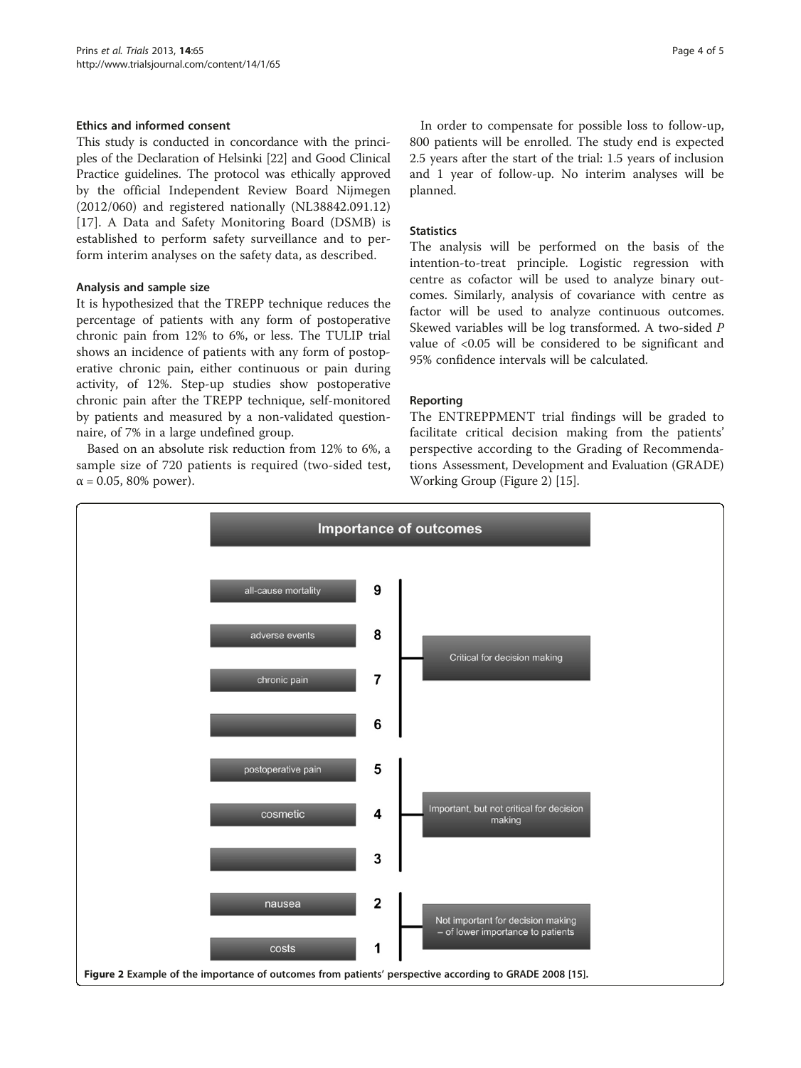### Ethics and informed consent

This study is conducted in concordance with the principles of the Declaration of Helsinki [22] and Good Clinical Practice guidelines. The protocol was ethically approved by the official Independent Review Board Nijmegen (2012/060) and registered nationally (NL38842.091.12) [17]. A Data and Safety Monitoring Board (DSMB) is established to perform safety surveillance and to perform interim analyses on the safety data, as described.

### Analysis and sample size

It is hypothesized that the TREPP technique reduces the percentage of patients with any form of postoperative chronic pain from 12% to 6%, or less. The TULIP trial shows an incidence of patients with any form of postoperative chronic pain, either continuous or pain during activity, of 12%. Step-up studies show postoperative chronic pain after the TREPP technique, self-monitored by patients and measured by a non-validated questionnaire, of 7% in a large undefined group.

Based on an absolute risk reduction from 12% to 6%, a sample size of 720 patients is required (two-sided test, $\alpha = 0.05$, 80% power).

In order to compensate for possible loss to follow-up, 800 patients will be enrolled. The study end is expected 2.5 years after the start of the trial: 1.5 years of inclusion and 1 year of follow-up. No interim analyses will be planned.

### Statistics

The analysis will be performed on the basis of the intention-to-treat principle. Logistic regression with centre as cofactor will be used to analyze binary outcomes. Similarly, analysis of covariance with centre as factor will be used to analyze continuous outcomes. Skewed variables will be log transformed. A two-sided *P* value of $<0.05$ will be considered to be significant and 95% confidence intervals will be calculated.

### Reporting

The ENTREPPMENT trial findings will be graded to facilitate critical decision making from the patients' perspective according to the Grading of Recommendations Assessment, Development and Evaluation (GRADE) Working Group (Figure 2) [15].

**Importance of outcomes**

| Outcome | Score | Category |
|---|---|---|
| all-cause mortality | 9 | Critical for decision making |
| adverse events | 8 | |
| chronic pain | 7 | |
| | 6 | |
| postoperative pain | 5 | Important, but not critical for decision making |
| cosmetic | 4 | |
| | 3 | |
| nausea | 2 | Not important for decision making – of lower importance to patients |
| costs | 1 | |

**Figure 2** Example of the importance of outcomes from patients' perspective according to GRADE 2008 [15].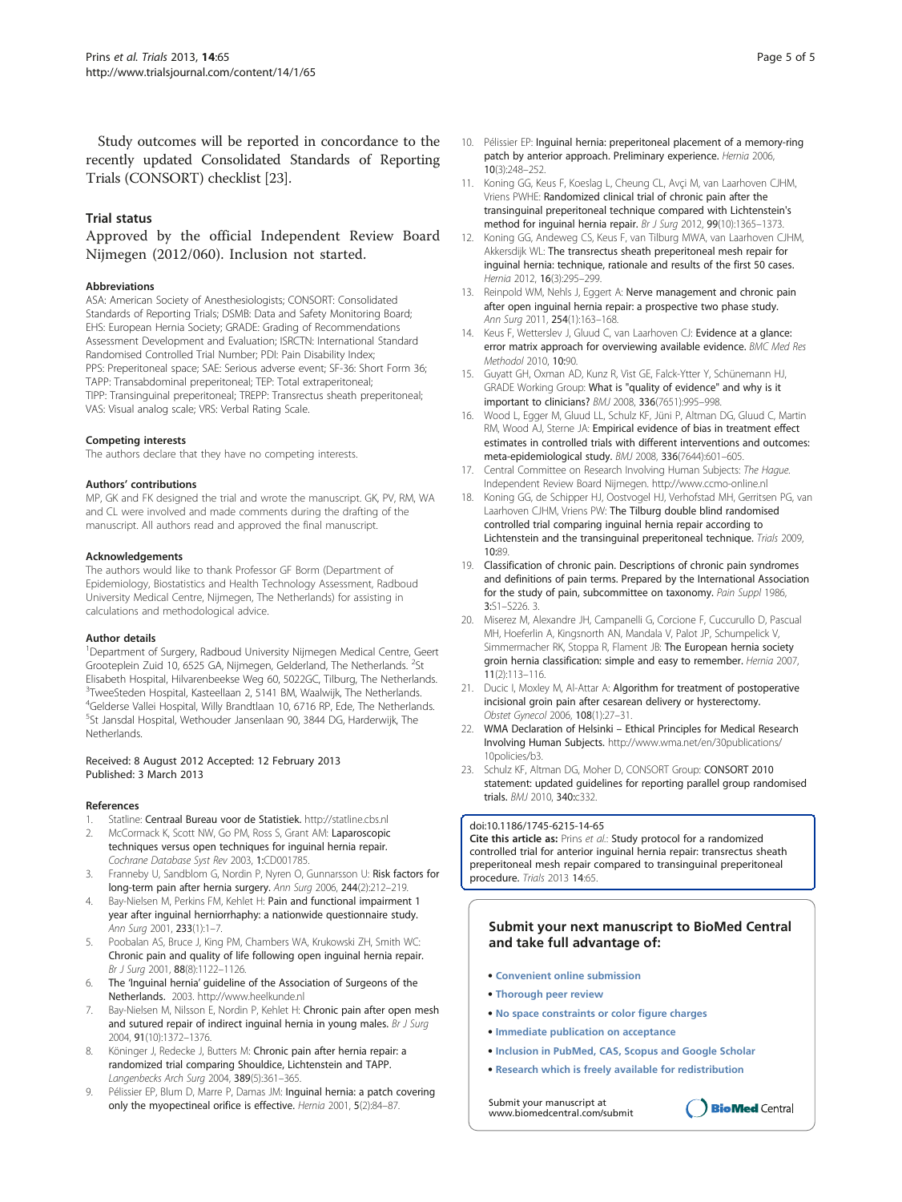Study outcomes will be reported in concordance to the recently updated Consolidated Standards of Reporting Trials (CONSORT) checklist [23].

## Trial status

Approved by the official Independent Review Board Nijmegen (2012/060). Inclusion not started.

### Abbreviations

ASA: American Society of Anesthesiologists; CONSORT: Consolidated Standards of Reporting Trials; DSMB: Data and Safety Monitoring Board; EHS: European Hernia Society; GRADE: Grading of Recommendations Assessment Development and Evaluation; ISRCTN: International Standard Randomised Controlled Trial Number; PDI: Pain Disability Index; PPS: Preperitoneal space; SAE: Serious adverse event; SF-36: Short Form 36; TAPP: Transabdominal preperitoneal; TEP: Total extraperitoneal; TIPP: Transinguinal preperitoneal; TREPP: Transrectus sheath preperitoneal; VAS: Visual analog scale; VRS: Verbal Rating Scale.

### Competing interests

The authors declare that they have no competing interests.

### Authors' contributions

MP, GK and FK designed the trial and wrote the manuscript. GK, PV, RM, WA and CL were involved and made comments during the drafting of the manuscript. All authors read and approved the final manuscript.

### Acknowledgements

The authors would like to thank Professor GF Borm (Department of Epidemiology, Biostatistics and Health Technology Assessment, Radboud University Medical Centre, Nijmegen, The Netherlands) for assisting in calculations and methodological advice.

### Author details

[1]Department of Surgery, Radboud University Nijmegen Medical Centre, Geert Grooteplein Zuid 10, 6525 GA, Nijmegen, Gelderland, The Netherlands. [2]St Elisabeth Hospital, Hilvarenbeekse Weg 60, 5022GC, Tilburg, The Netherlands. [3]TweeSteden Hospital, Kasteellaan 2, 5141 BM, Waalwijk, The Netherlands. [4]Gelderse Vallei Hospital, Willy Brandtlaan 10, 6716 RP, Ede, The Netherlands. [5]St Jansdal Hospital, Wethouder Jansenlaan 90, 3844 DG, Harderwijk, The Netherlands.

Received: 8 August 2012 Accepted: 12 February 2013
Published: 3 March 2013

### References

1. Statline: **Centraal Bureau voor de Statistiek.** http://statline.cbs.nl
2. McCormack K, Scott NW, Go PM, Ross S, Grant AM: **Laparoscopic techniques versus open techniques for inguinal hernia repair.** *Cochrane Database Syst Rev* 2003, **1**:CD001785.
3. Franneby U, Sandblom G, Nordin P, Nyren O, Gunnarsson U: **Risk factors for long-term pain after hernia surgery.** *Ann Surg* 2006, **244**(2):212–219.
4. Bay-Nielsen M, Perkins FM, Kehlet H: **Pain and functional impairment 1 year after inguinal herniorrhaphy: a nationwide questionnaire study.** *Ann Surg* 2001, **233**(1):1–7.
5. Poobalan AS, Bruce J, King PM, Chambers WA, Krukowski ZH, Smith WC: **Chronic pain and quality of life following open inguinal hernia repair.** *Br J Surg* 2001, **88**(8):1122–1126.
6. **The 'Inguinal hernia' guideline of the Association of Surgeons of the Netherlands.** 2003. http://www.heelkunde.nl
7. Bay-Nielsen M, Nilsson E, Nordin P, Kehlet H: **Chronic pain after open mesh and sutured repair of indirect inguinal hernia in young males.** *Br J Surg* 2004, **91**(10):1372–1376.
8. Köninger J, Redecke J, Butters M: **Chronic pain after hernia repair: a randomized trial comparing Shouldice, Lichtenstein and TAPP.** *Langenbecks Arch Surg* 2004, **389**(5):361–365.
9. Pélissier EP, Blum D, Marre P, Damas JM: **Inguinal hernia: a patch covering only the myopectineal orifice is effective.** *Hernia* 2001, **5**(2):84–87.
10. Pélissier EP: **Inguinal hernia: preperitoneal placement of a memory-ring patch by anterior approach. Preliminary experience.** *Hernia* 2006, **10**(3):248–252.
11. Koning GG, Keus F, Koeslag L, Cheung CL, Avçi M, van Laarhoven CJHM, Vriens PWHE: **Randomized clinical trial of chronic pain after the transinguinal preperitoneal technique compared with Lichtenstein's method for inguinal hernia repair.** *Br J Surg* 2012, **99**(10):1365–1373.
12. Koning GG, Andeweg CS, Keus F, van Tilburg MWA, van Laarhoven CJHM, Akkersdijk WL: **The transrectus sheath preperitoneal mesh repair for inguinal hernia: technique, rationale and results of the first 50 cases.** *Hernia* 2012, **16**(3):295–299.
13. Reinpold WM, Nehls J, Eggert A: **Nerve management and chronic pain after open inguinal hernia repair: a prospective two phase study.** *Ann Surg* 2011, **254**(1):163–168.
14. Keus F, Wetterslev J, Gluud C, van Laarhoven CJ: **Evidence at a glance: error matrix approach for overviewing available evidence.** *BMC Med Res Methodol* 2010, **10**:90.
15. Guyatt GH, Oxman AD, Kunz R, Vist GE, Falck-Ytter Y, Schünemann HJ, GRADE Working Group: **What is "quality of evidence" and why is it important to clinicians?** *BMJ* 2008, **336**(7651):995–998.
16. Wood L, Egger M, Gluud LL, Schulz KF, Jüni P, Altman DG, Gluud C, Martin RM, Wood AJ, Sterne JA: **Empirical evidence of bias in treatment effect estimates in controlled trials with different interventions and outcomes: meta-epidemiological study.** *BMJ* 2008, **336**(7644):601–605.
17. Central Committee on Research Involving Human Subjects: *The Hague.* Independent Review Board Nijmegen. http://www.ccmo-online.nl
18. Koning GG, de Schipper HJ, Oostvogel HJ, Verhofstad MH, Gerritsen PG, van Laarhoven CJHM, Vriens PW: **The Tilburg double blind randomised controlled trial comparing inguinal hernia repair according to Lichtenstein and the transinguinal preperitoneal technique.** *Trials* 2009, **10**:89.
19. **Classification of chronic pain. Descriptions of chronic pain syndromes and definitions of pain terms. Prepared by the International Association for the study of pain, subcommittee on taxonomy.** *Pain Suppl* 1986, **3**:S1–S226. 3.
20. Miserez M, Alexandre JH, Campanelli G, Corcione F, Cuccurullo D, Pascual MH, Hoeferlin A, Kingsnorth AN, Mandala V, Palot JP, Schumpelick V, Simmermacher RK, Stoppa R, Flament JB: **The European hernia society groin hernia classification: simple and easy to remember.** *Hernia* 2007, **11**(2):113–116.
21. Ducic I, Moxley M, Al-Attar A: **Algorithm for treatment of postoperative incisional groin pain after cesarean delivery or hysterectomy.** *Obstet Gynecol* 2006, **108**(1):27–31.
22. **WMA Declaration of Helsinki – Ethical Principles for Medical Research Involving Human Subjects.** http://www.wma.net/en/30publications/10policies/b3.
23. Schulz KF, Altman DG, Moher D, CONSORT Group: **CONSORT 2010 statement: updated guidelines for reporting parallel group randomised trials.** *BMJ* 2010, **340**:c332.

doi:10.1186/1745-6215-14-65

**Cite this article as:** Prins *et al.*: Study protocol for a randomized controlled trial for anterior inguinal hernia repair: transrectus sheath preperitoneal mesh repair compared to transinguinal preperitoneal procedure. *Trials* 2013 **14**:65.

**Submit your next manuscript to BioMed Central and take full advantage of:**

- Convenient online submission
- Thorough peer review
- No space constraints or color figure charges
- Immediate publication on acceptance
- Inclusion in PubMed, CAS, Scopus and Google Scholar
- Research which is freely available for redistribution

Submit your manuscript at www.biomedcentral.com/submit

BioMed Central